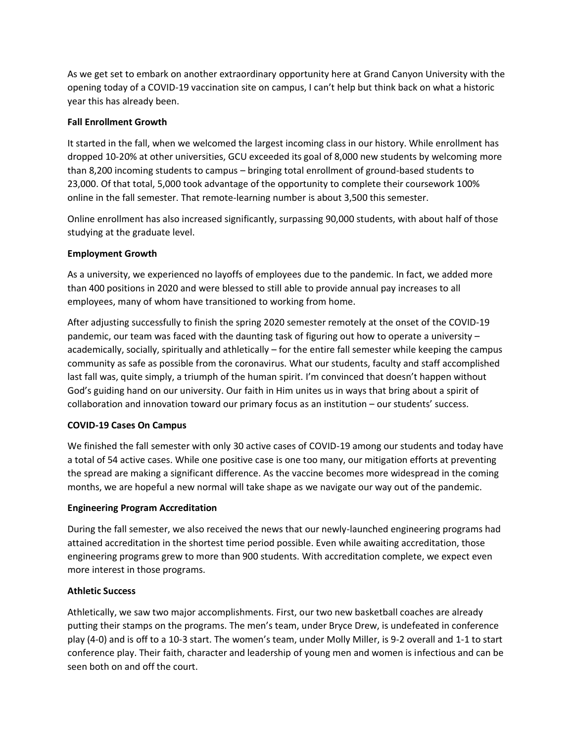As we get set to embark on another extraordinary opportunity here at Grand Canyon University with the opening today of a COVID-19 vaccination site on campus, I can't help but think back on what a historic year this has already been.

**Fall Enrollment Growth**

It started in the fall, when we welcomed the largest incoming class in our history. While enrollment has dropped 10-20% at other universities, GCU exceeded its goal of 8,000 new students by welcoming more than 8,200 incoming students to campus – bringing total enrollment of ground-based students to 23,000. Of that total, 5,000 took advantage of the opportunity to complete their coursework 100% online in the fall semester. That remote-learning number is about 3,500 this semester.

Online enrollment has also increased significantly, surpassing 90,000 students, with about half of those studying at the graduate level.

**Employment Growth**

As a university, we experienced no layoffs of employees due to the pandemic. In fact, we added more than 400 positions in 2020 and were blessed to still able to provide annual pay increases to all employees, many of whom have transitioned to working from home.

After adjusting successfully to finish the spring 2020 semester remotely at the onset of the COVID-19 pandemic, our team was faced with the daunting task of figuring out how to operate a university – academically, socially, spiritually and athletically – for the entire fall semester while keeping the campus community as safe as possible from the coronavirus. What our students, faculty and staff accomplished last fall was, quite simply, a triumph of the human spirit. I'm convinced that doesn't happen without God's guiding hand on our university. Our faith in Him unites us in ways that bring about a spirit of collaboration and innovation toward our primary focus as an institution – our students' success.

**COVID-19 Cases On Campus**

We finished the fall semester with only 30 active cases of COVID-19 among our students and today have a total of 54 active cases. While one positive case is one too many, our mitigation efforts at preventing the spread are making a significant difference. As the vaccine becomes more widespread in the coming months, we are hopeful a new normal will take shape as we navigate our way out of the pandemic.

**Engineering Program Accreditation**

During the fall semester, we also received the news that our newly-launched engineering programs had attained accreditation in the shortest time period possible. Even while awaiting accreditation, those engineering programs grew to more than 900 students. With accreditation complete, we expect even more interest in those programs.

**Athletic Success**

Athletically, we saw two major accomplishments. First, our two new basketball coaches are already putting their stamps on the programs. The men's team, under Bryce Drew, is undefeated in conference play (4-0) and is off to a 10-3 start. The women's team, under Molly Miller, is 9-2 overall and 1-1 to start conference play. Their faith, character and leadership of young men and women is infectious and can be seen both on and off the court.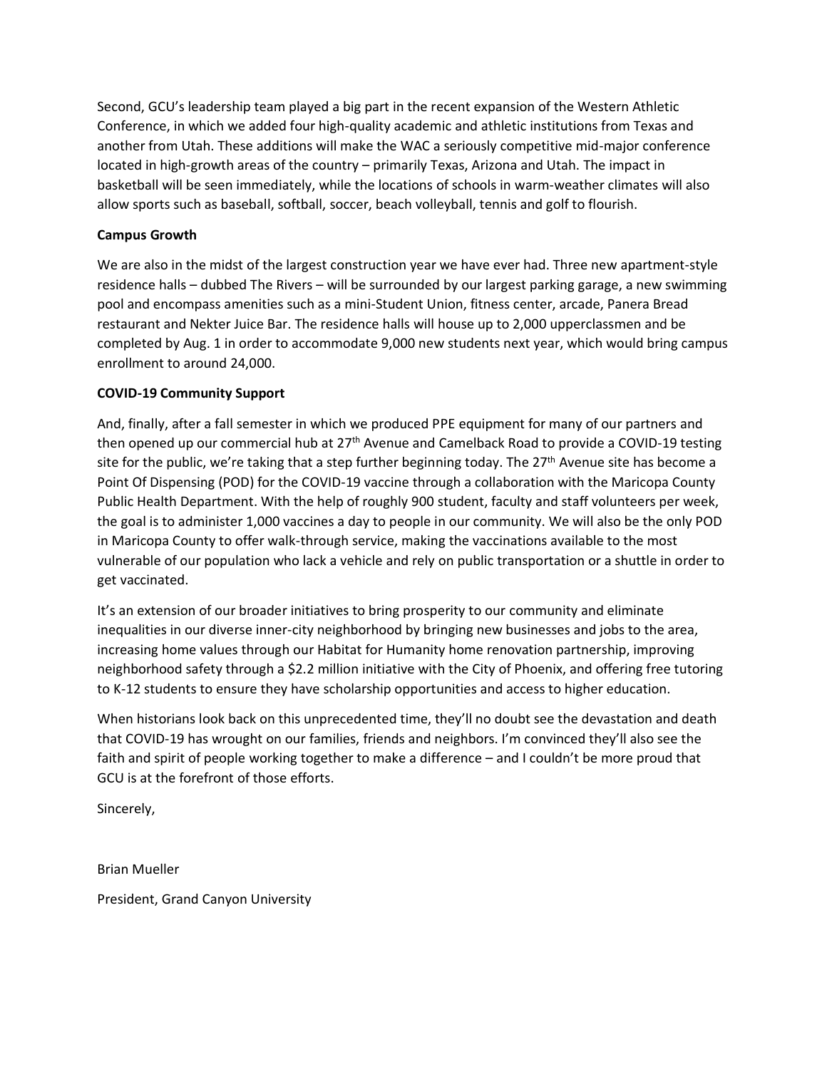Second, GCU's leadership team played a big part in the recent expansion of the Western Athletic Conference, in which we added four high-quality academic and athletic institutions from Texas and another from Utah. These additions will make the WAC a seriously competitive mid-major conference located in high-growth areas of the country – primarily Texas, Arizona and Utah. The impact in basketball will be seen immediately, while the locations of schools in warm-weather climates will also allow sports such as baseball, softball, soccer, beach volleyball, tennis and golf to flourish.

**Campus Growth**

We are also in the midst of the largest construction year we have ever had. Three new apartment-style residence halls – dubbed The Rivers – will be surrounded by our largest parking garage, a new swimming pool and encompass amenities such as a mini-Student Union, fitness center, arcade, Panera Bread restaurant and Nekter Juice Bar. The residence halls will house up to 2,000 upperclassmen and be completed by Aug. 1 in order to accommodate 9,000 new students next year, which would bring campus enrollment to around 24,000.

**COVID-19 Community Support**

And, finally, after a fall semester in which we produced PPE equipment for many of our partners and then opened up our commercial hub at 27th Avenue and Camelback Road to provide a COVID-19 testing site for the public, we're taking that a step further beginning today. The 27th Avenue site has become a Point Of Dispensing (POD) for the COVID-19 vaccine through a collaboration with the Maricopa County Public Health Department. With the help of roughly 900 student, faculty and staff volunteers per week, the goal is to administer 1,000 vaccines a day to people in our community. We will also be the only POD in Maricopa County to offer walk-through service, making the vaccinations available to the most vulnerable of our population who lack a vehicle and rely on public transportation or a shuttle in order to get vaccinated.

It's an extension of our broader initiatives to bring prosperity to our community and eliminate inequalities in our diverse inner-city neighborhood by bringing new businesses and jobs to the area, increasing home values through our Habitat for Humanity home renovation partnership, improving neighborhood safety through a $2.2 million initiative with the City of Phoenix, and offering free tutoring to K-12 students to ensure they have scholarship opportunities and access to higher education.

When historians look back on this unprecedented time, they'll no doubt see the devastation and death that COVID-19 has wrought on our families, friends and neighbors. I'm convinced they'll also see the faith and spirit of people working together to make a difference – and I couldn't be more proud that GCU is at the forefront of those efforts.

Sincerely,

Brian Mueller

President, Grand Canyon University